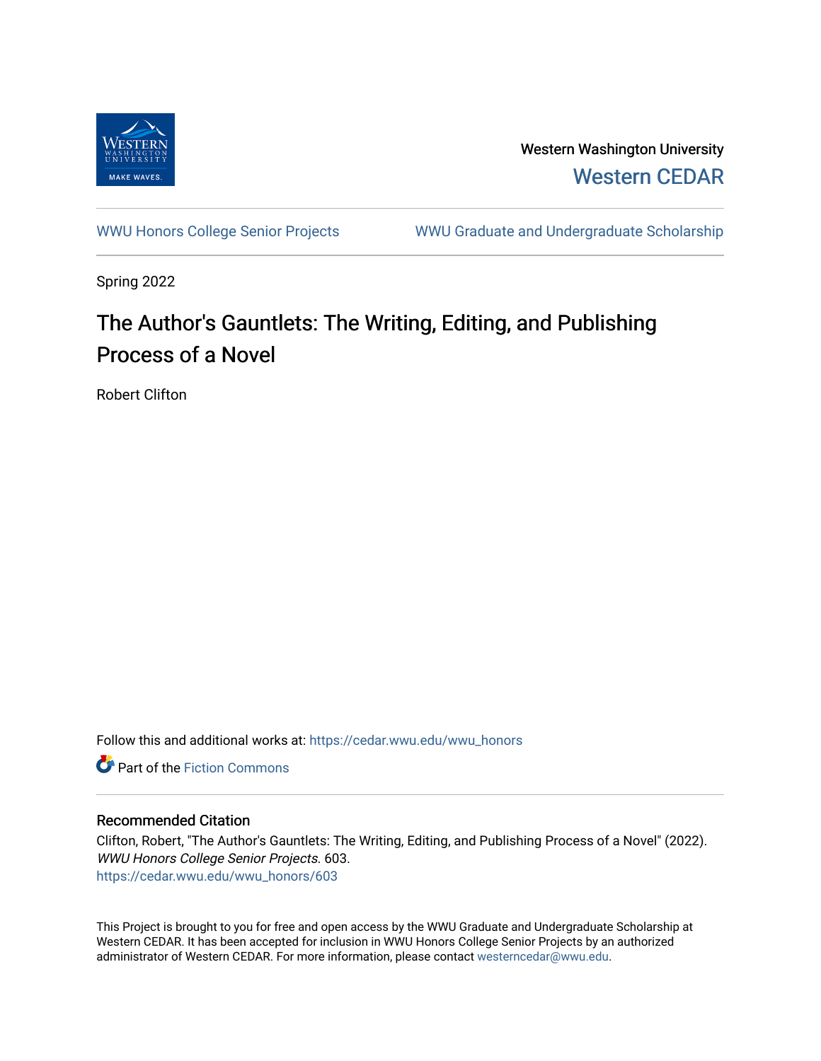Western Washington University

Western CEDAR

WWU Honors College Senior Projects

WWU Graduate and Undergraduate Scholarship

Spring 2022

# The Author's Gauntlets: The Writing, Editing, and Publishing Process of a Novel

Robert Clifton

Follow this and additional works at: https://cedar.wwu.edu/wwu_honors

Part of the Fiction Commons

## Recommended Citation

Clifton, Robert, "The Author's Gauntlets: The Writing, Editing, and Publishing Process of a Novel" (2022). *WWU Honors College Senior Projects*. 603.
https://cedar.wwu.edu/wwu_honors/603

This Project is brought to you for free and open access by the WWU Graduate and Undergraduate Scholarship at Western CEDAR. It has been accepted for inclusion in WWU Honors College Senior Projects by an authorized administrator of Western CEDAR. For more information, please contact westerncedar@wwu.edu.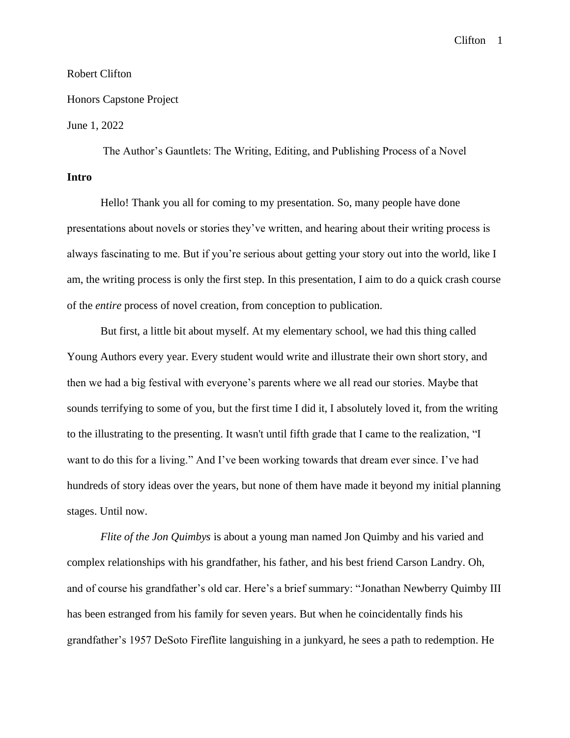Robert Clifton

Honors Capstone Project

June 1, 2022

The Author's Gauntlets: The Writing, Editing, and Publishing Process of a Novel

**Intro**

Hello! Thank you all for coming to my presentation. So, many people have done presentations about novels or stories they've written, and hearing about their writing process is always fascinating to me. But if you're serious about getting your story out into the world, like I am, the writing process is only the first step. In this presentation, I aim to do a quick crash course of the *entire* process of novel creation, from conception to publication.

But first, a little bit about myself. At my elementary school, we had this thing called Young Authors every year. Every student would write and illustrate their own short story, and then we had a big festival with everyone's parents where we all read our stories. Maybe that sounds terrifying to some of you, but the first time I did it, I absolutely loved it, from the writing to the illustrating to the presenting. It wasn't until fifth grade that I came to the realization, "I want to do this for a living." And I've been working towards that dream ever since. I've had hundreds of story ideas over the years, but none of them have made it beyond my initial planning stages. Until now.

*Flite of the Jon Quimbys* is about a young man named Jon Quimby and his varied and complex relationships with his grandfather, his father, and his best friend Carson Landry. Oh, and of course his grandfather's old car. Here's a brief summary: "Jonathan Newberry Quimby III has been estranged from his family for seven years. But when he coincidentally finds his grandfather's 1957 DeSoto Fireflite languishing in a junkyard, he sees a path to redemption. He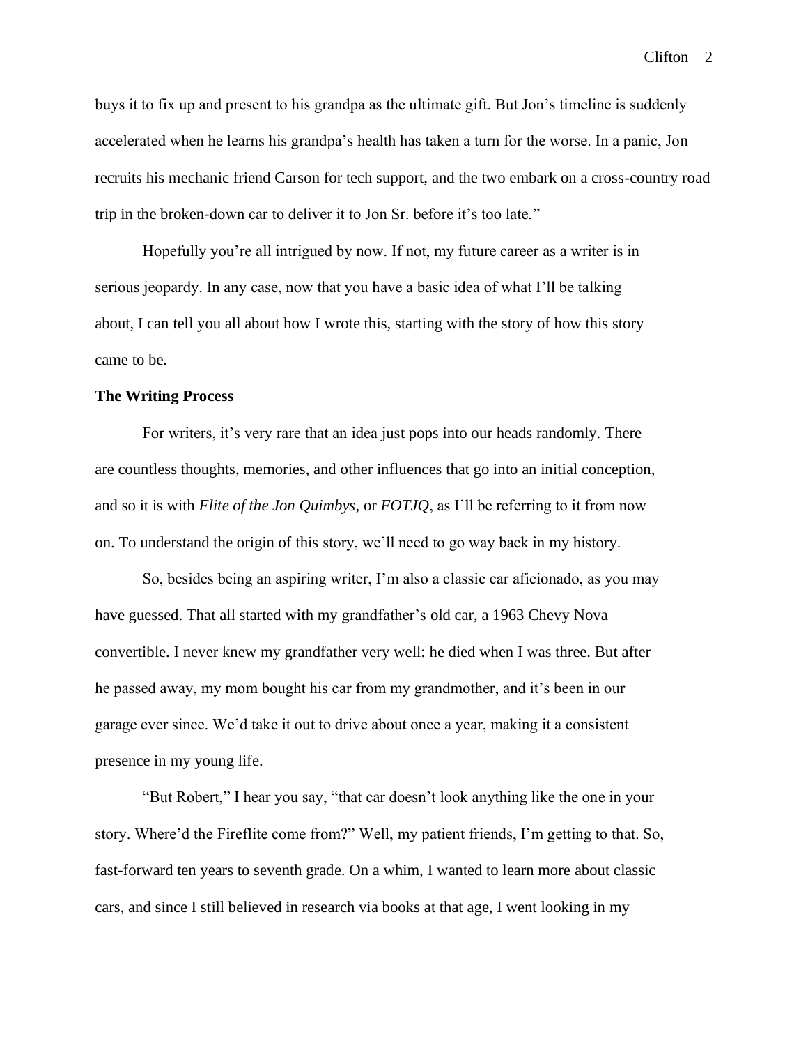buys it to fix up and present to his grandpa as the ultimate gift. But Jon's timeline is suddenly accelerated when he learns his grandpa's health has taken a turn for the worse. In a panic, Jon recruits his mechanic friend Carson for tech support, and the two embark on a cross-country road trip in the broken-down car to deliver it to Jon Sr. before it's too late."

Hopefully you're all intrigued by now. If not, my future career as a writer is in serious jeopardy. In any case, now that you have a basic idea of what I'll be talking about, I can tell you all about how I wrote this, starting with the story of how this story came to be.

**The Writing Process**

For writers, it's very rare that an idea just pops into our heads randomly. There are countless thoughts, memories, and other influences that go into an initial conception, and so it is with *Flite of the Jon Quimbys*, or *FOTJQ*, as I'll be referring to it from now on. To understand the origin of this story, we'll need to go way back in my history.

So, besides being an aspiring writer, I'm also a classic car aficionado, as you may have guessed. That all started with my grandfather's old car, a 1963 Chevy Nova convertible. I never knew my grandfather very well: he died when I was three. But after he passed away, my mom bought his car from my grandmother, and it's been in our garage ever since. We'd take it out to drive about once a year, making it a consistent presence in my young life.

"But Robert," I hear you say, "that car doesn't look anything like the one in your story. Where'd the Fireflite come from?" Well, my patient friends, I'm getting to that. So, fast-forward ten years to seventh grade. On a whim, I wanted to learn more about classic cars, and since I still believed in research via books at that age, I went looking in my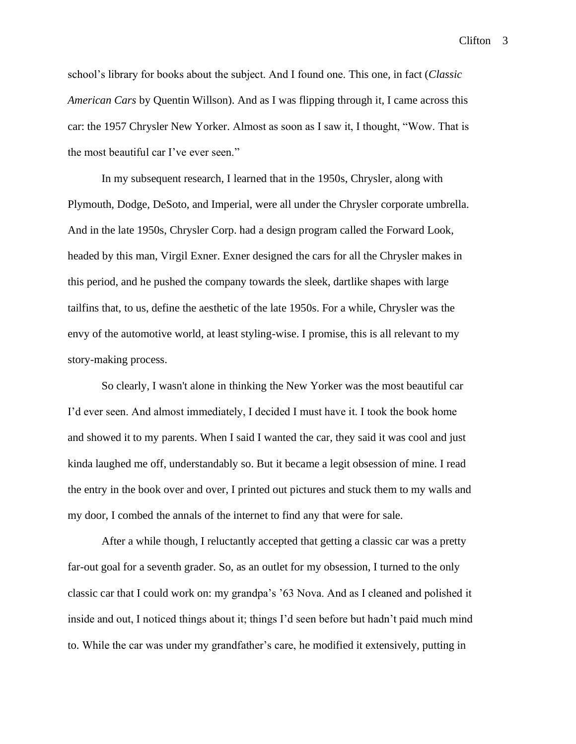school's library for books about the subject. And I found one. This one, in fact (*Classic American Cars* by Quentin Willson). And as I was flipping through it, I came across this car: the 1957 Chrysler New Yorker. Almost as soon as I saw it, I thought, "Wow. That is the most beautiful car I've ever seen."

In my subsequent research, I learned that in the 1950s, Chrysler, along with Plymouth, Dodge, DeSoto, and Imperial, were all under the Chrysler corporate umbrella. And in the late 1950s, Chrysler Corp. had a design program called the Forward Look, headed by this man, Virgil Exner. Exner designed the cars for all the Chrysler makes in this period, and he pushed the company towards the sleek, dartlike shapes with large tailfins that, to us, define the aesthetic of the late 1950s. For a while, Chrysler was the envy of the automotive world, at least styling-wise. I promise, this is all relevant to my story-making process.

So clearly, I wasn't alone in thinking the New Yorker was the most beautiful car I'd ever seen. And almost immediately, I decided I must have it. I took the book home and showed it to my parents. When I said I wanted the car, they said it was cool and just kinda laughed me off, understandably so. But it became a legit obsession of mine. I read the entry in the book over and over, I printed out pictures and stuck them to my walls and my door, I combed the annals of the internet to find any that were for sale.

After a while though, I reluctantly accepted that getting a classic car was a pretty far-out goal for a seventh grader. So, as an outlet for my obsession, I turned to the only classic car that I could work on: my grandpa's '63 Nova. And as I cleaned and polished it inside and out, I noticed things about it; things I'd seen before but hadn't paid much mind to. While the car was under my grandfather's care, he modified it extensively, putting in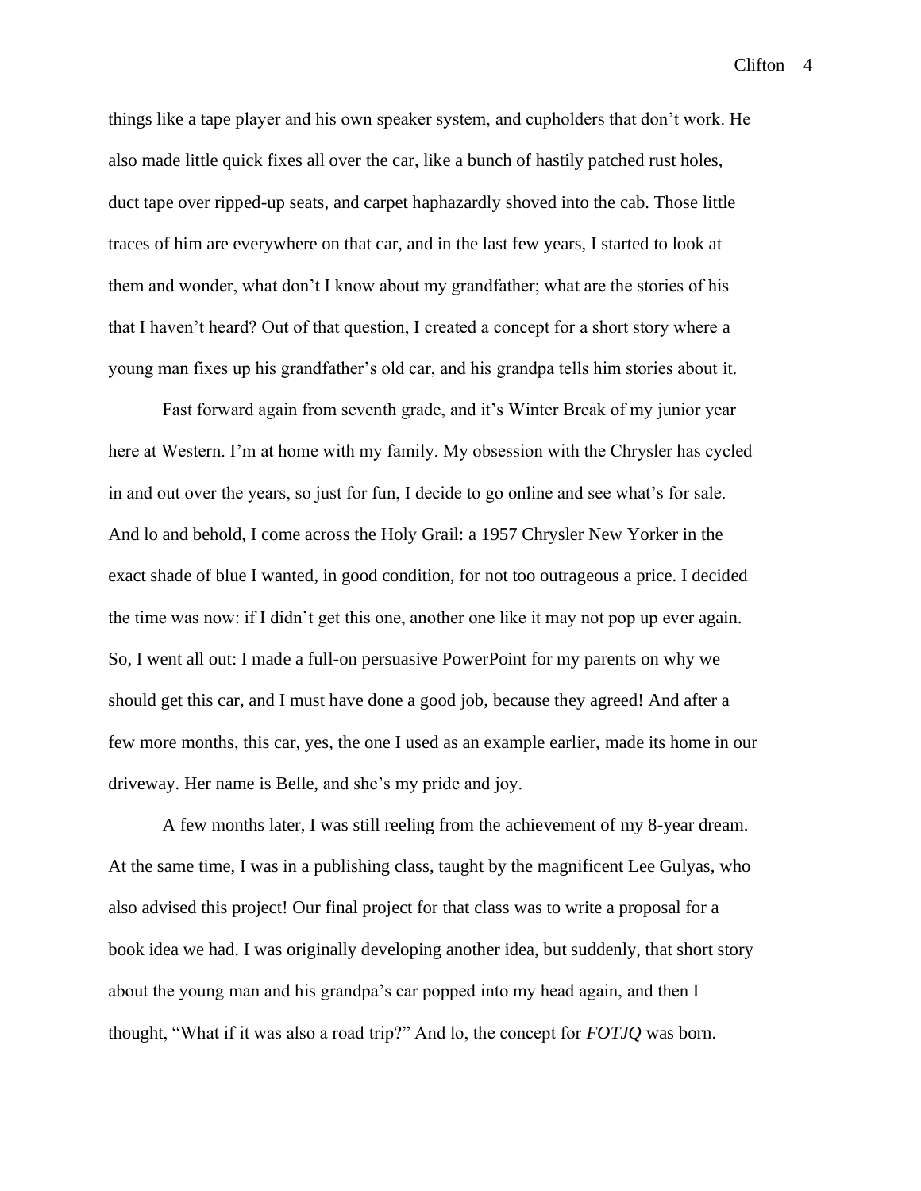things like a tape player and his own speaker system, and cupholders that don't work. He also made little quick fixes all over the car, like a bunch of hastily patched rust holes, duct tape over ripped-up seats, and carpet haphazardly shoved into the cab. Those little traces of him are everywhere on that car, and in the last few years, I started to look at them and wonder, what don't I know about my grandfather; what are the stories of his that I haven't heard? Out of that question, I created a concept for a short story where a young man fixes up his grandfather's old car, and his grandpa tells him stories about it.

Fast forward again from seventh grade, and it's Winter Break of my junior year here at Western. I'm at home with my family. My obsession with the Chrysler has cycled in and out over the years, so just for fun, I decide to go online and see what's for sale. And lo and behold, I come across the Holy Grail: a 1957 Chrysler New Yorker in the exact shade of blue I wanted, in good condition, for not too outrageous a price. I decided the time was now: if I didn't get this one, another one like it may not pop up ever again. So, I went all out: I made a full-on persuasive PowerPoint for my parents on why we should get this car, and I must have done a good job, because they agreed! And after a few more months, this car, yes, the one I used as an example earlier, made its home in our driveway. Her name is Belle, and she's my pride and joy.

A few months later, I was still reeling from the achievement of my 8-year dream. At the same time, I was in a publishing class, taught by the magnificent Lee Gulyas, who also advised this project! Our final project for that class was to write a proposal for a book idea we had. I was originally developing another idea, but suddenly, that short story about the young man and his grandpa's car popped into my head again, and then I thought, "What if it was also a road trip?" And lo, the concept for *FOTJQ* was born.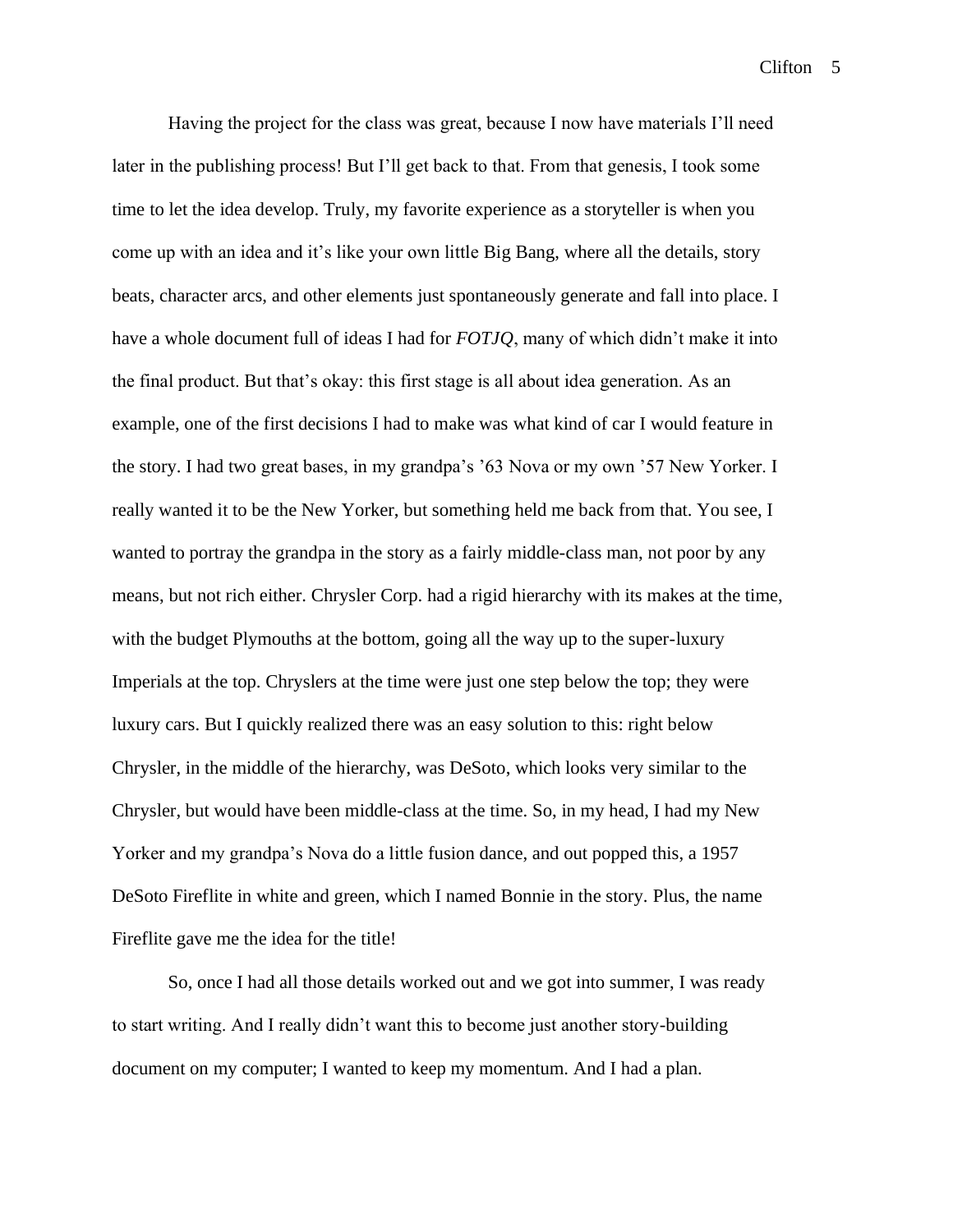Having the project for the class was great, because I now have materials I'll need later in the publishing process! But I'll get back to that. From that genesis, I took some time to let the idea develop. Truly, my favorite experience as a storyteller is when you come up with an idea and it's like your own little Big Bang, where all the details, story beats, character arcs, and other elements just spontaneously generate and fall into place. I have a whole document full of ideas I had for *FOTJQ*, many of which didn't make it into the final product. But that's okay: this first stage is all about idea generation. As an example, one of the first decisions I had to make was what kind of car I would feature in the story. I had two great bases, in my grandpa's '63 Nova or my own '57 New Yorker. I really wanted it to be the New Yorker, but something held me back from that. You see, I wanted to portray the grandpa in the story as a fairly middle-class man, not poor by any means, but not rich either. Chrysler Corp. had a rigid hierarchy with its makes at the time, with the budget Plymouths at the bottom, going all the way up to the super-luxury Imperials at the top. Chryslers at the time were just one step below the top; they were luxury cars. But I quickly realized there was an easy solution to this: right below Chrysler, in the middle of the hierarchy, was DeSoto, which looks very similar to the Chrysler, but would have been middle-class at the time. So, in my head, I had my New Yorker and my grandpa's Nova do a little fusion dance, and out popped this, a 1957 DeSoto Fireflite in white and green, which I named Bonnie in the story. Plus, the name Fireflite gave me the idea for the title!

So, once I had all those details worked out and we got into summer, I was ready to start writing. And I really didn't want this to become just another story-building document on my computer; I wanted to keep my momentum. And I had a plan.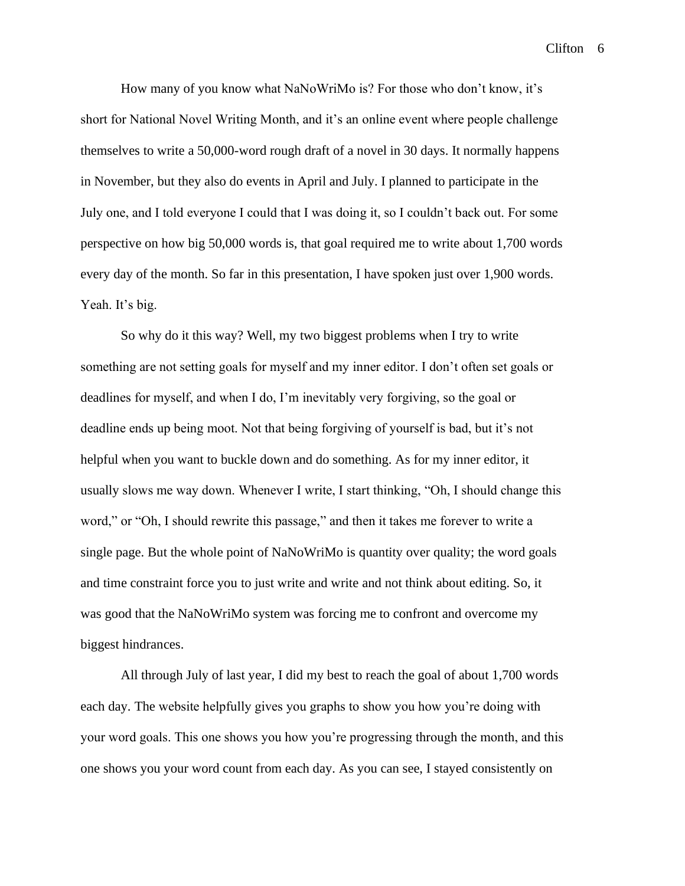How many of you know what NaNoWriMo is? For those who don't know, it's short for National Novel Writing Month, and it's an online event where people challenge themselves to write a 50,000-word rough draft of a novel in 30 days. It normally happens in November, but they also do events in April and July. I planned to participate in the July one, and I told everyone I could that I was doing it, so I couldn't back out. For some perspective on how big 50,000 words is, that goal required me to write about 1,700 words every day of the month. So far in this presentation, I have spoken just over 1,900 words. Yeah. It's big.

So why do it this way? Well, my two biggest problems when I try to write something are not setting goals for myself and my inner editor. I don't often set goals or deadlines for myself, and when I do, I'm inevitably very forgiving, so the goal or deadline ends up being moot. Not that being forgiving of yourself is bad, but it's not helpful when you want to buckle down and do something. As for my inner editor, it usually slows me way down. Whenever I write, I start thinking, "Oh, I should change this word," or "Oh, I should rewrite this passage," and then it takes me forever to write a single page. But the whole point of NaNoWriMo is quantity over quality; the word goals and time constraint force you to just write and write and not think about editing. So, it was good that the NaNoWriMo system was forcing me to confront and overcome my biggest hindrances.

All through July of last year, I did my best to reach the goal of about 1,700 words each day. The website helpfully gives you graphs to show you how you're doing with your word goals. This one shows you how you're progressing through the month, and this one shows you your word count from each day. As you can see, I stayed consistently on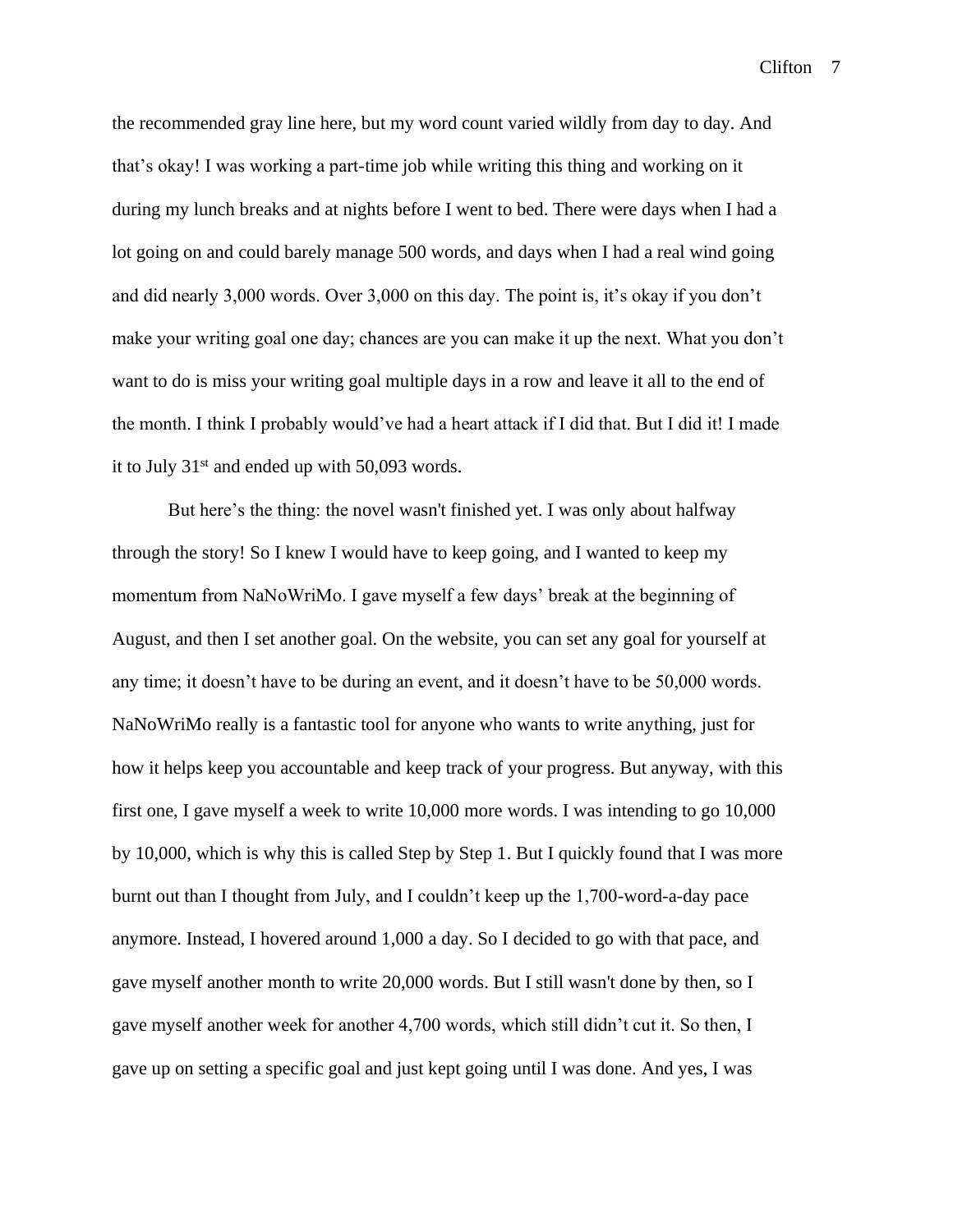the recommended gray line here, but my word count varied wildly from day to day. And that's okay! I was working a part-time job while writing this thing and working on it during my lunch breaks and at nights before I went to bed. There were days when I had a lot going on and could barely manage 500 words, and days when I had a real wind going and did nearly 3,000 words. Over 3,000 on this day. The point is, it's okay if you don't make your writing goal one day; chances are you can make it up the next. What you don't want to do is miss your writing goal multiple days in a row and leave it all to the end of the month. I think I probably would've had a heart attack if I did that. But I did it! I made it to July 31st and ended up with 50,093 words.

But here's the thing: the novel wasn't finished yet. I was only about halfway through the story! So I knew I would have to keep going, and I wanted to keep my momentum from NaNoWriMo. I gave myself a few days' break at the beginning of August, and then I set another goal. On the website, you can set any goal for yourself at any time; it doesn't have to be during an event, and it doesn't have to be 50,000 words. NaNoWriMo really is a fantastic tool for anyone who wants to write anything, just for how it helps keep you accountable and keep track of your progress. But anyway, with this first one, I gave myself a week to write 10,000 more words. I was intending to go 10,000 by 10,000, which is why this is called Step by Step 1. But I quickly found that I was more burnt out than I thought from July, and I couldn't keep up the 1,700-word-a-day pace anymore. Instead, I hovered around 1,000 a day. So I decided to go with that pace, and gave myself another month to write 20,000 words. But I still wasn't done by then, so I gave myself another week for another 4,700 words, which still didn't cut it. So then, I gave up on setting a specific goal and just kept going until I was done. And yes, I was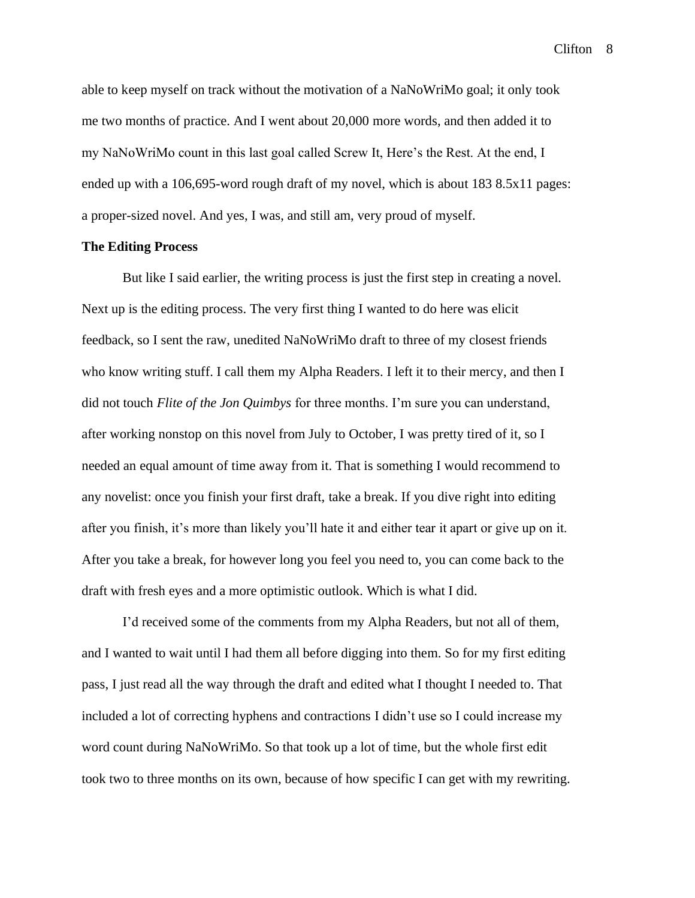able to keep myself on track without the motivation of a NaNoWriMo goal; it only took me two months of practice. And I went about 20,000 more words, and then added it to my NaNoWriMo count in this last goal called Screw It, Here's the Rest. At the end, I ended up with a 106,695-word rough draft of my novel, which is about 183 8.5x11 pages: a proper-sized novel. And yes, I was, and still am, very proud of myself.

**The Editing Process**

But like I said earlier, the writing process is just the first step in creating a novel. Next up is the editing process. The very first thing I wanted to do here was elicit feedback, so I sent the raw, unedited NaNoWriMo draft to three of my closest friends who know writing stuff. I call them my Alpha Readers. I left it to their mercy, and then I did not touch *Flite of the Jon Quimbys* for three months. I'm sure you can understand, after working nonstop on this novel from July to October, I was pretty tired of it, so I needed an equal amount of time away from it. That is something I would recommend to any novelist: once you finish your first draft, take a break. If you dive right into editing after you finish, it's more than likely you'll hate it and either tear it apart or give up on it. After you take a break, for however long you feel you need to, you can come back to the draft with fresh eyes and a more optimistic outlook. Which is what I did.

I'd received some of the comments from my Alpha Readers, but not all of them, and I wanted to wait until I had them all before digging into them. So for my first editing pass, I just read all the way through the draft and edited what I thought I needed to. That included a lot of correcting hyphens and contractions I didn't use so I could increase my word count during NaNoWriMo. So that took up a lot of time, but the whole first edit took two to three months on its own, because of how specific I can get with my rewriting.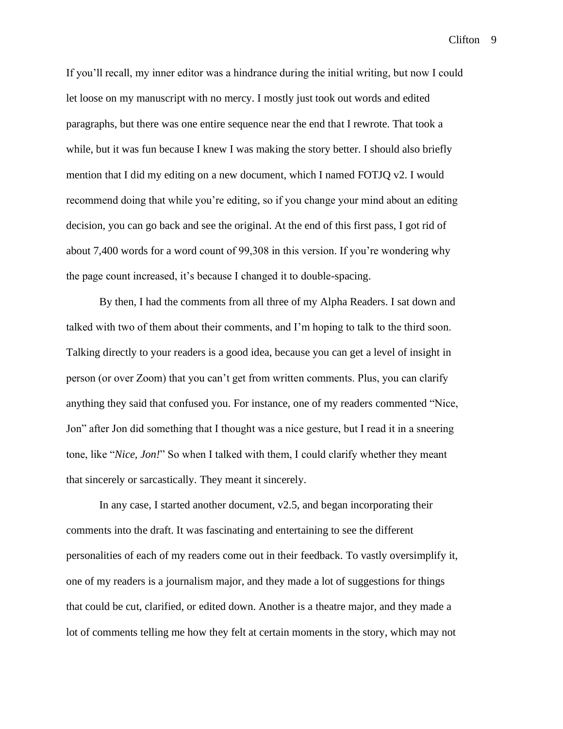If you'll recall, my inner editor was a hindrance during the initial writing, but now I could let loose on my manuscript with no mercy. I mostly just took out words and edited paragraphs, but there was one entire sequence near the end that I rewrote. That took a while, but it was fun because I knew I was making the story better. I should also briefly mention that I did my editing on a new document, which I named FOTJQ v2. I would recommend doing that while you're editing, so if you change your mind about an editing decision, you can go back and see the original. At the end of this first pass, I got rid of about 7,400 words for a word count of 99,308 in this version. If you're wondering why the page count increased, it's because I changed it to double-spacing.

By then, I had the comments from all three of my Alpha Readers. I sat down and talked with two of them about their comments, and I'm hoping to talk to the third soon. Talking directly to your readers is a good idea, because you can get a level of insight in person (or over Zoom) that you can't get from written comments. Plus, you can clarify anything they said that confused you. For instance, one of my readers commented "Nice, Jon" after Jon did something that I thought was a nice gesture, but I read it in a sneering tone, like "*Nice, Jon!*" So when I talked with them, I could clarify whether they meant that sincerely or sarcastically. They meant it sincerely.

In any case, I started another document, v2.5, and began incorporating their comments into the draft. It was fascinating and entertaining to see the different personalities of each of my readers come out in their feedback. To vastly oversimplify it, one of my readers is a journalism major, and they made a lot of suggestions for things that could be cut, clarified, or edited down. Another is a theatre major, and they made a lot of comments telling me how they felt at certain moments in the story, which may not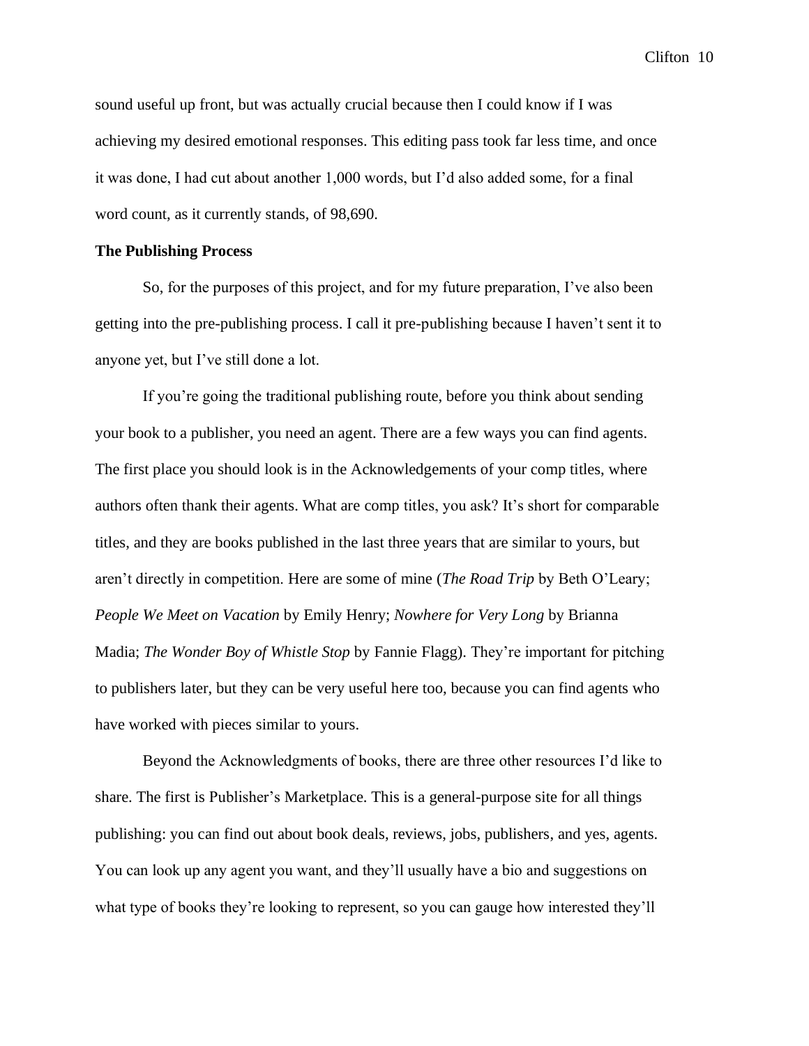sound useful up front, but was actually crucial because then I could know if I was achieving my desired emotional responses. This editing pass took far less time, and once it was done, I had cut about another 1,000 words, but I'd also added some, for a final word count, as it currently stands, of 98,690.

**The Publishing Process**

So, for the purposes of this project, and for my future preparation, I've also been getting into the pre-publishing process. I call it pre-publishing because I haven't sent it to anyone yet, but I've still done a lot.

If you're going the traditional publishing route, before you think about sending your book to a publisher, you need an agent. There are a few ways you can find agents. The first place you should look is in the Acknowledgements of your comp titles, where authors often thank their agents. What are comp titles, you ask? It's short for comparable titles, and they are books published in the last three years that are similar to yours, but aren't directly in competition. Here are some of mine (*The Road Trip* by Beth O'Leary; *People We Meet on Vacation* by Emily Henry; *Nowhere for Very Long* by Brianna Madia; *The Wonder Boy of Whistle Stop* by Fannie Flagg). They're important for pitching to publishers later, but they can be very useful here too, because you can find agents who have worked with pieces similar to yours.

Beyond the Acknowledgments of books, there are three other resources I'd like to share. The first is Publisher's Marketplace. This is a general-purpose site for all things publishing: you can find out about book deals, reviews, jobs, publishers, and yes, agents. You can look up any agent you want, and they'll usually have a bio and suggestions on what type of books they're looking to represent, so you can gauge how interested they'll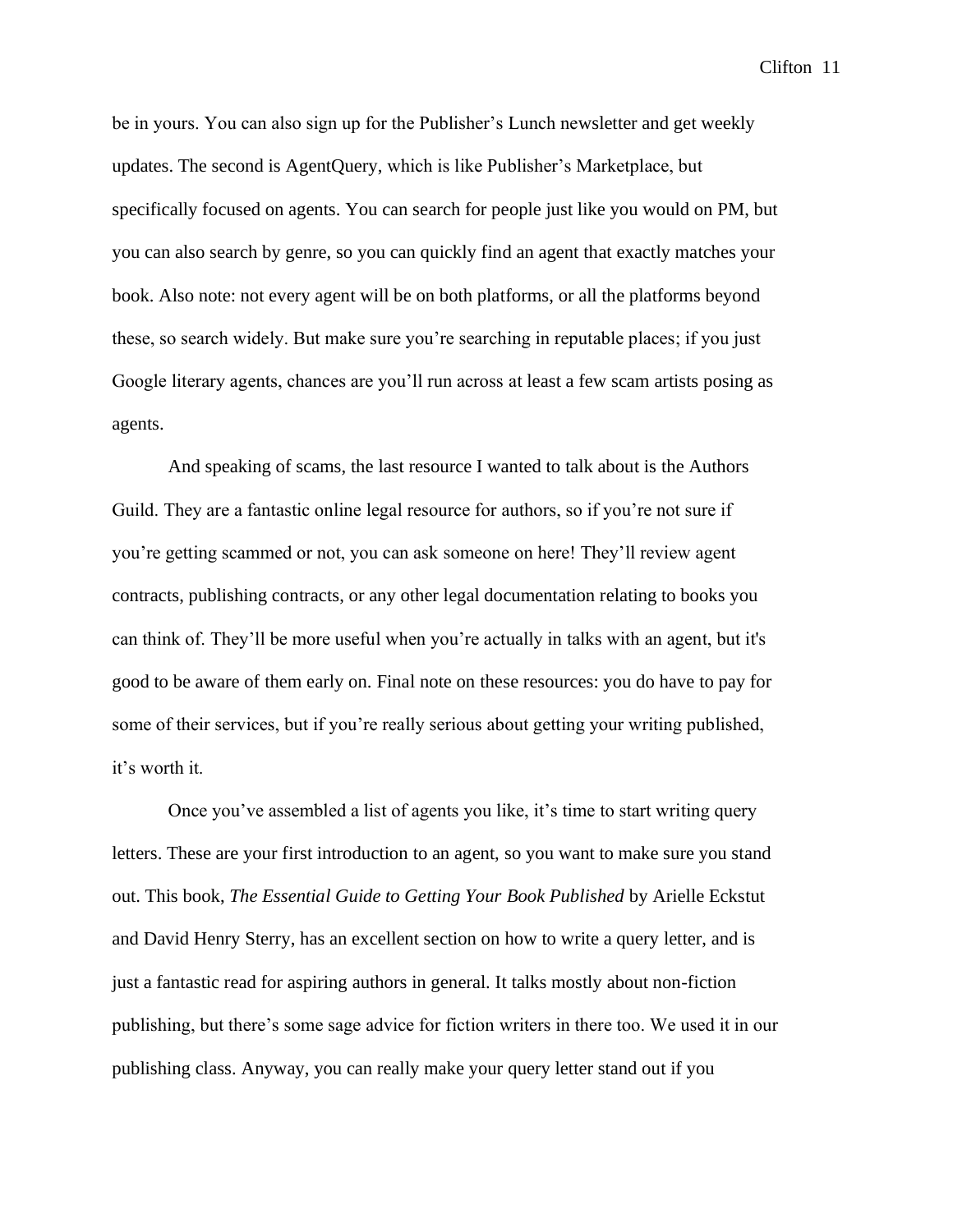be in yours. You can also sign up for the Publisher's Lunch newsletter and get weekly updates. The second is AgentQuery, which is like Publisher's Marketplace, but specifically focused on agents. You can search for people just like you would on PM, but you can also search by genre, so you can quickly find an agent that exactly matches your book. Also note: not every agent will be on both platforms, or all the platforms beyond these, so search widely. But make sure you're searching in reputable places; if you just Google literary agents, chances are you'll run across at least a few scam artists posing as agents.

And speaking of scams, the last resource I wanted to talk about is the Authors Guild. They are a fantastic online legal resource for authors, so if you're not sure if you're getting scammed or not, you can ask someone on here! They'll review agent contracts, publishing contracts, or any other legal documentation relating to books you can think of. They'll be more useful when you're actually in talks with an agent, but it's good to be aware of them early on. Final note on these resources: you do have to pay for some of their services, but if you're really serious about getting your writing published, it's worth it.

Once you've assembled a list of agents you like, it's time to start writing query letters. These are your first introduction to an agent, so you want to make sure you stand out. This book, *The Essential Guide to Getting Your Book Published* by Arielle Eckstut and David Henry Sterry, has an excellent section on how to write a query letter, and is just a fantastic read for aspiring authors in general. It talks mostly about non-fiction publishing, but there's some sage advice for fiction writers in there too. We used it in our publishing class. Anyway, you can really make your query letter stand out if you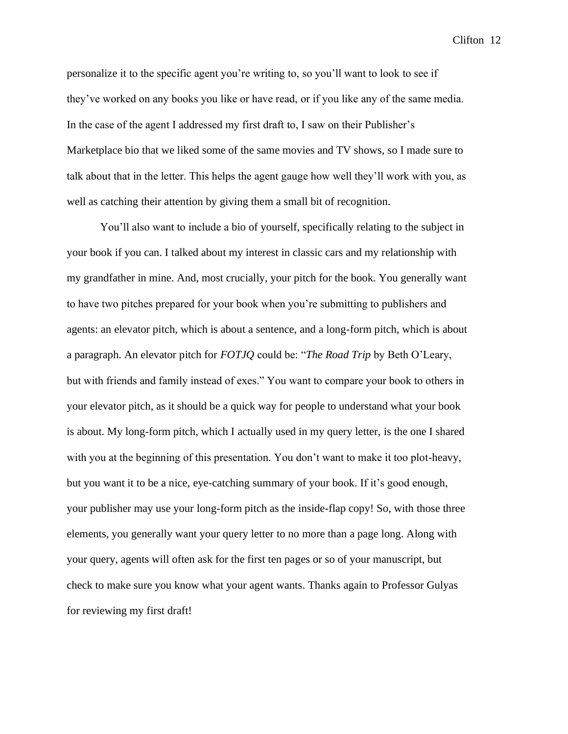personalize it to the specific agent you're writing to, so you'll want to look to see if they've worked on any books you like or have read, or if you like any of the same media. In the case of the agent I addressed my first draft to, I saw on their Publisher's Marketplace bio that we liked some of the same movies and TV shows, so I made sure to talk about that in the letter. This helps the agent gauge how well they'll work with you, as well as catching their attention by giving them a small bit of recognition.

You'll also want to include a bio of yourself, specifically relating to the subject in your book if you can. I talked about my interest in classic cars and my relationship with my grandfather in mine. And, most crucially, your pitch for the book. You generally want to have two pitches prepared for your book when you're submitting to publishers and agents: an elevator pitch, which is about a sentence, and a long-form pitch, which is about a paragraph. An elevator pitch for *FOTJQ* could be: "*The Road Trip* by Beth O'Leary, but with friends and family instead of exes." You want to compare your book to others in your elevator pitch, as it should be a quick way for people to understand what your book is about. My long-form pitch, which I actually used in my query letter, is the one I shared with you at the beginning of this presentation. You don't want to make it too plot-heavy, but you want it to be a nice, eye-catching summary of your book. If it's good enough, your publisher may use your long-form pitch as the inside-flap copy! So, with those three elements, you generally want your query letter to no more than a page long. Along with your query, agents will often ask for the first ten pages or so of your manuscript, but check to make sure you know what your agent wants. Thanks again to Professor Gulyas for reviewing my first draft!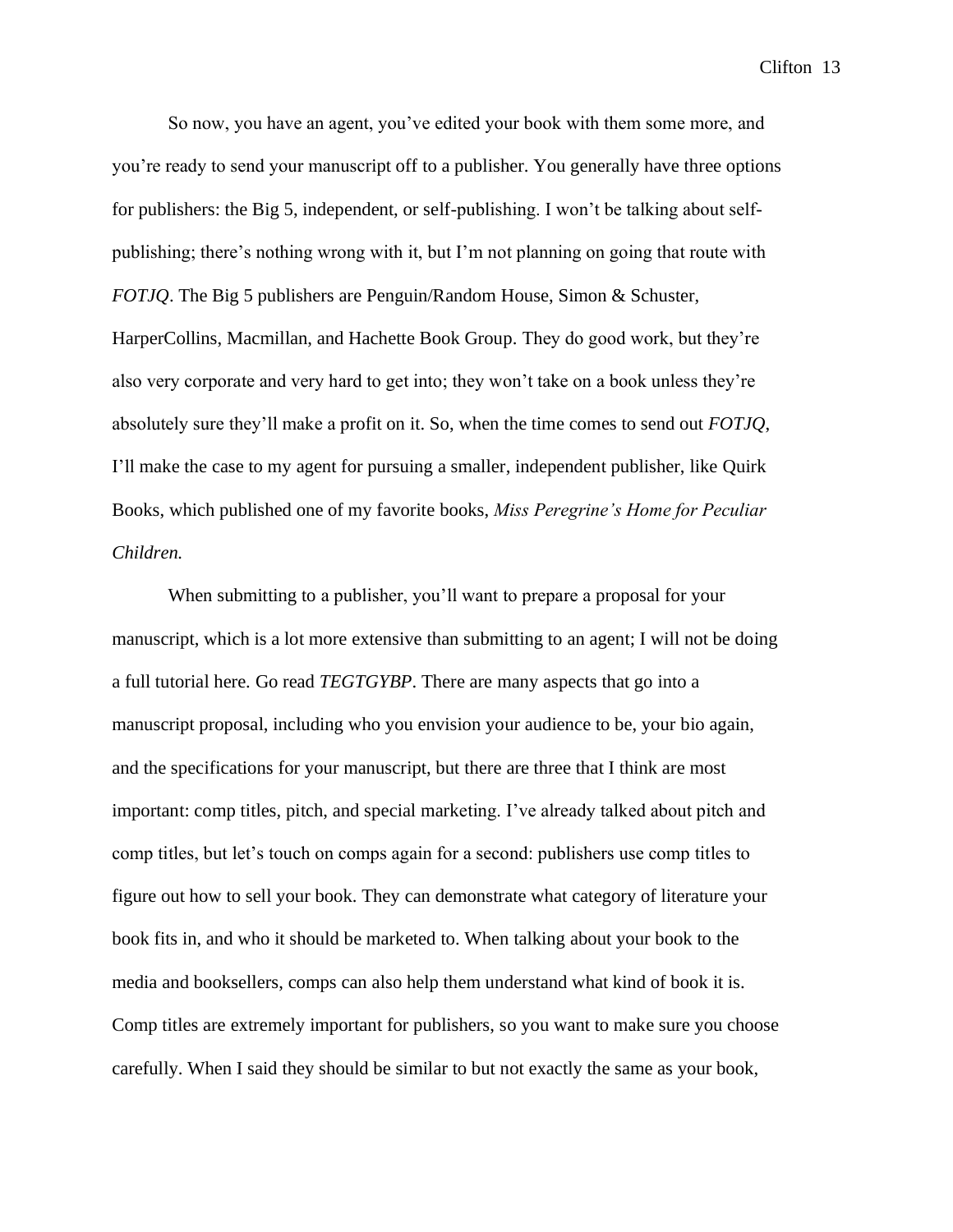So now, you have an agent, you've edited your book with them some more, and you're ready to send your manuscript off to a publisher. You generally have three options for publishers: the Big 5, independent, or self-publishing. I won't be talking about self-publishing; there's nothing wrong with it, but I'm not planning on going that route with *FOTJQ*. The Big 5 publishers are Penguin/Random House, Simon & Schuster, HarperCollins, Macmillan, and Hachette Book Group. They do good work, but they're also very corporate and very hard to get into; they won't take on a book unless they're absolutely sure they'll make a profit on it. So, when the time comes to send out *FOTJQ*, I'll make the case to my agent for pursuing a smaller, independent publisher, like Quirk Books, which published one of my favorite books, *Miss Peregrine's Home for Peculiar Children.*

When submitting to a publisher, you'll want to prepare a proposal for your manuscript, which is a lot more extensive than submitting to an agent; I will not be doing a full tutorial here. Go read *TEGTGYBP*. There are many aspects that go into a manuscript proposal, including who you envision your audience to be, your bio again, and the specifications for your manuscript, but there are three that I think are most important: comp titles, pitch, and special marketing. I've already talked about pitch and comp titles, but let's touch on comps again for a second: publishers use comp titles to figure out how to sell your book. They can demonstrate what category of literature your book fits in, and who it should be marketed to. When talking about your book to the media and booksellers, comps can also help them understand what kind of book it is. Comp titles are extremely important for publishers, so you want to make sure you choose carefully. When I said they should be similar to but not exactly the same as your book,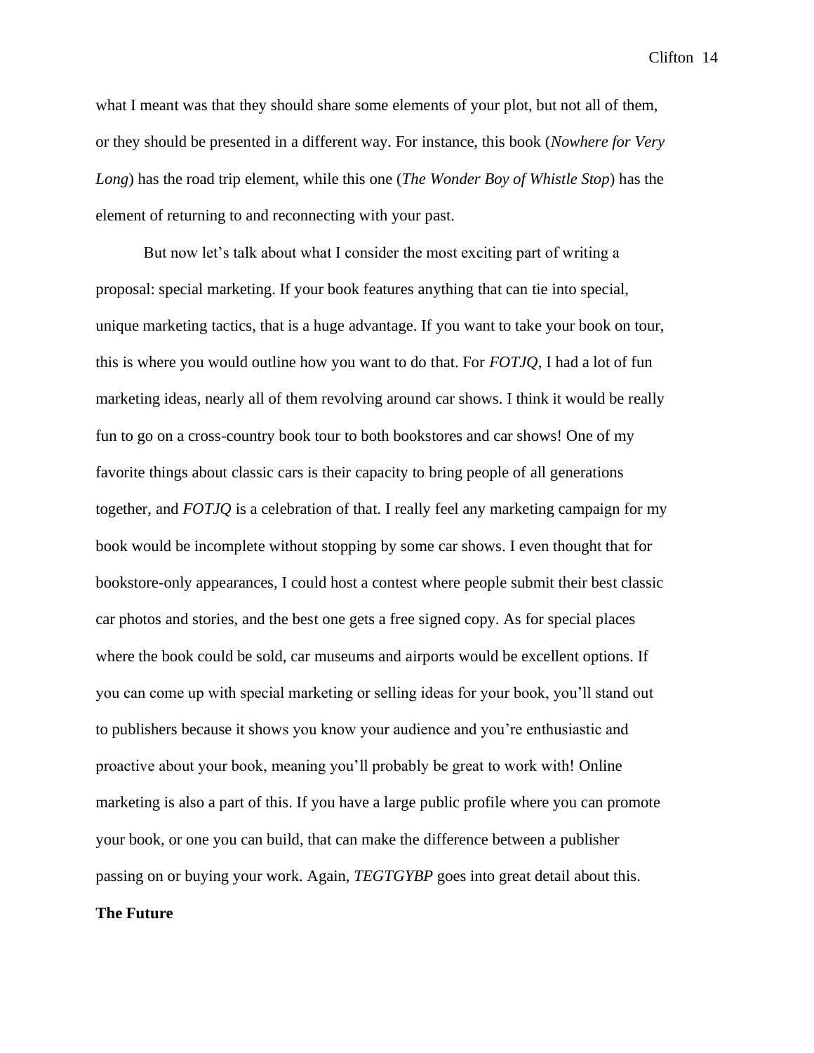what I meant was that they should share some elements of your plot, but not all of them, or they should be presented in a different way. For instance, this book (*Nowhere for Very Long*) has the road trip element, while this one (*The Wonder Boy of Whistle Stop*) has the element of returning to and reconnecting with your past.

But now let's talk about what I consider the most exciting part of writing a proposal: special marketing. If your book features anything that can tie into special, unique marketing tactics, that is a huge advantage. If you want to take your book on tour, this is where you would outline how you want to do that. For *FOTJQ*, I had a lot of fun marketing ideas, nearly all of them revolving around car shows. I think it would be really fun to go on a cross-country book tour to both bookstores and car shows! One of my favorite things about classic cars is their capacity to bring people of all generations together, and *FOTJQ* is a celebration of that. I really feel any marketing campaign for my book would be incomplete without stopping by some car shows. I even thought that for bookstore-only appearances, I could host a contest where people submit their best classic car photos and stories, and the best one gets a free signed copy. As for special places where the book could be sold, car museums and airports would be excellent options. If you can come up with special marketing or selling ideas for your book, you'll stand out to publishers because it shows you know your audience and you're enthusiastic and proactive about your book, meaning you'll probably be great to work with! Online marketing is also a part of this. If you have a large public profile where you can promote your book, or one you can build, that can make the difference between a publisher passing on or buying your work. Again, *TEGTGYBP* goes into great detail about this.

**The Future**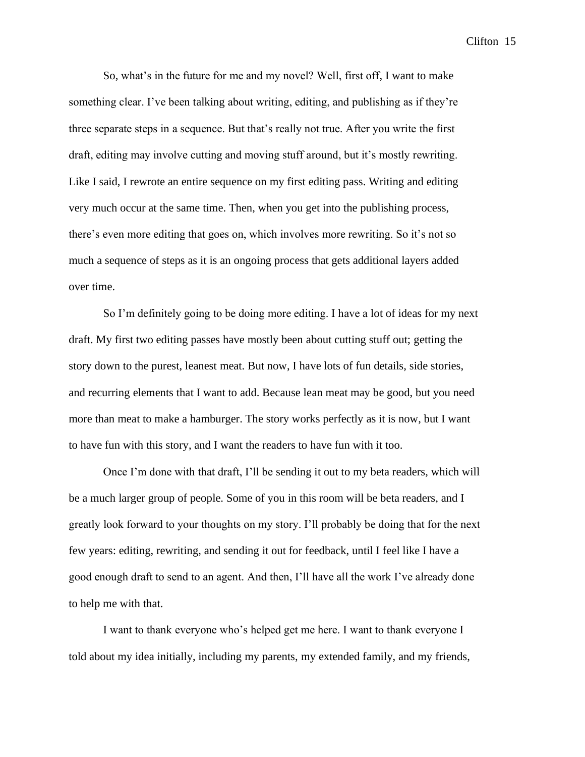So, what's in the future for me and my novel? Well, first off, I want to make something clear. I've been talking about writing, editing, and publishing as if they're three separate steps in a sequence. But that's really not true. After you write the first draft, editing may involve cutting and moving stuff around, but it's mostly rewriting. Like I said, I rewrote an entire sequence on my first editing pass. Writing and editing very much occur at the same time. Then, when you get into the publishing process, there's even more editing that goes on, which involves more rewriting. So it's not so much a sequence of steps as it is an ongoing process that gets additional layers added over time.

So I'm definitely going to be doing more editing. I have a lot of ideas for my next draft. My first two editing passes have mostly been about cutting stuff out; getting the story down to the purest, leanest meat. But now, I have lots of fun details, side stories, and recurring elements that I want to add. Because lean meat may be good, but you need more than meat to make a hamburger. The story works perfectly as it is now, but I want to have fun with this story, and I want the readers to have fun with it too.

Once I'm done with that draft, I'll be sending it out to my beta readers, which will be a much larger group of people. Some of you in this room will be beta readers, and I greatly look forward to your thoughts on my story. I'll probably be doing that for the next few years: editing, rewriting, and sending it out for feedback, until I feel like I have a good enough draft to send to an agent. And then, I'll have all the work I've already done to help me with that.

I want to thank everyone who's helped get me here. I want to thank everyone I told about my idea initially, including my parents, my extended family, and my friends,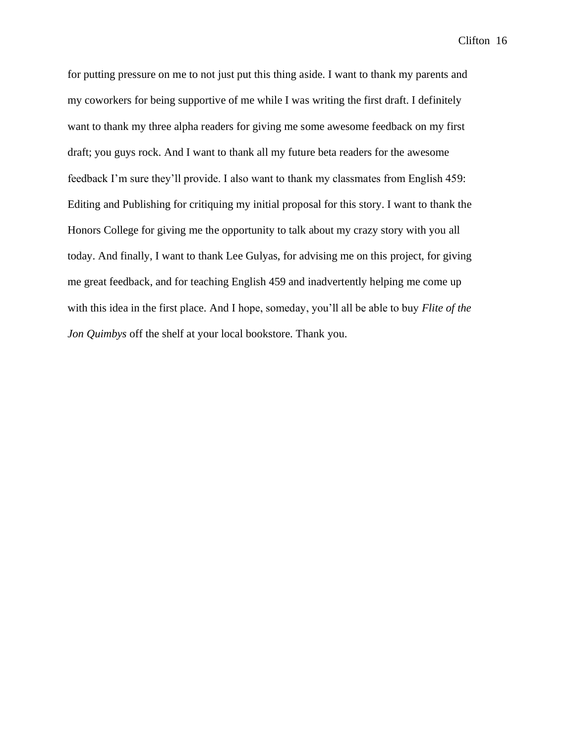for putting pressure on me to not just put this thing aside. I want to thank my parents and my coworkers for being supportive of me while I was writing the first draft. I definitely want to thank my three alpha readers for giving me some awesome feedback on my first draft; you guys rock. And I want to thank all my future beta readers for the awesome feedback I'm sure they'll provide. I also want to thank my classmates from English 459: Editing and Publishing for critiquing my initial proposal for this story. I want to thank the Honors College for giving me the opportunity to talk about my crazy story with you all today. And finally, I want to thank Lee Gulyas, for advising me on this project, for giving me great feedback, and for teaching English 459 and inadvertently helping me come up with this idea in the first place. And I hope, someday, you'll all be able to buy *Flite of the Jon Quimbys* off the shelf at your local bookstore. Thank you.